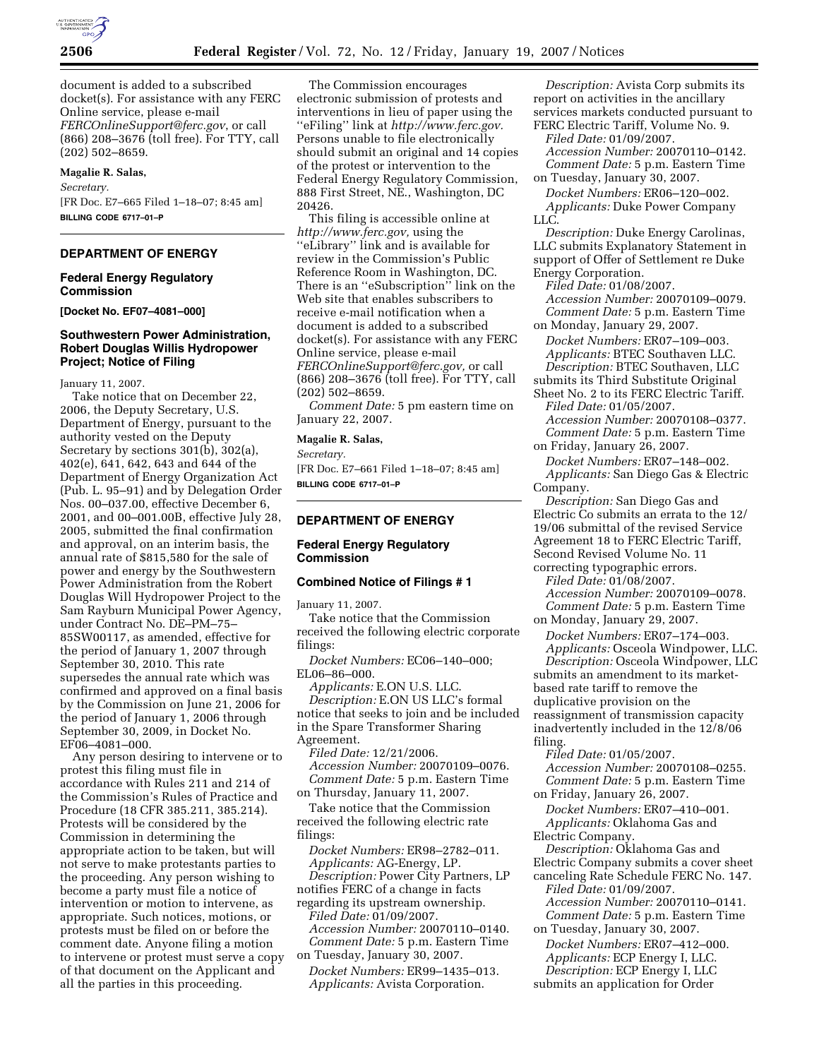document is added to a subscribed docket(s). For assistance with any FERC Online service, please e-mail *FERCOnlineSupport@ferc.gov*, or call (866) 208–3676 (toll free). For TTY, call (202) 502–8659.

**Magalie R. Salas,**

*Secretary.*

[FR Doc. E7–665 Filed 1–18–07; 8:45 am]

**BILLING CODE 6717–01–P**

---

## DEPARTMENT OF ENERGY

### Federal Energy Regulatory Commission

**[Docket No. EF07–4081–000]**

### Southwestern Power Administration, Robert Douglas Willis Hydropower Project; Notice of Filing

January 11, 2007.

Take notice that on December 22, 2006, the Deputy Secretary, U.S. Department of Energy, pursuant to the authority vested on the Deputy Secretary by sections 301(b), 302(a), 402(e), 641, 642, 643 and 644 of the Department of Energy Organization Act (Pub. L. 95–91) and by Delegation Order Nos. 00–037.00, effective December 6, 2001, and 00–001.00B, effective July 28, 2005, submitted the final confirmation and approval, on an interim basis, the annual rate of $815,580 for the sale of power and energy by the Southwestern Power Administration from the Robert Douglas Will Hydropower Project to the Sam Rayburn Municipal Power Agency, under Contract No. DE–PM–75–85SW00117, as amended, effective for the period of January 1, 2007 through September 30, 2010. This rate supersedes the annual rate which was confirmed and approved on a final basis by the Commission on June 21, 2006 for the period of January 1, 2006 through September 30, 2009, in Docket No. EF06–4081–000.

Any person desiring to intervene or to protest this filing must file in accordance with Rules 211 and 214 of the Commission's Rules of Practice and Procedure (18 CFR 385.211, 385.214). Protests will be considered by the Commission in determining the appropriate action to be taken, but will not serve to make protestants parties to the proceeding. Any person wishing to become a party must file a notice of intervention or motion to intervene, as appropriate. Such notices, motions, or protests must be filed on or before the comment date. Anyone filing a motion to intervene or protest must serve a copy of that document on the Applicant and all the parties in this proceeding.

The Commission encourages electronic submission of protests and interventions in lieu of paper using the ''eFiling'' link at *http://www.ferc.gov.* Persons unable to file electronically should submit an original and 14 copies of the protest or intervention to the Federal Energy Regulatory Commission, 888 First Street, NE., Washington, DC 20426.

This filing is accessible online at *http://www.ferc.gov,* using the ''eLibrary'' link and is available for review in the Commission's Public Reference Room in Washington, DC. There is an ''eSubscription'' link on the Web site that enables subscribers to receive e-mail notification when a document is added to a subscribed docket(s). For assistance with any FERC Online service, please e-mail *FERCOnlineSupport@ferc.gov,* or call (866) 208–3676 (toll free). For TTY, call (202) 502–8659.

*Comment Date:* 5 pm eastern time on January 22, 2007.

**Magalie R. Salas,**

*Secretary.*

[FR Doc. E7–661 Filed 1–18–07; 8:45 am]

**BILLING CODE 6717–01–P**

---

## DEPARTMENT OF ENERGY

### Federal Energy Regulatory Commission

### Combined Notice of Filings # 1

January 11, 2007.

Take notice that the Commission received the following electric corporate filings:

*Docket Numbers:* EC06–140–000; EL06–86–000.

*Applicants:* E.ON U.S. LLC.

*Description:* E.ON US LLC's formal notice that seeks to join and be included in the Spare Transformer Sharing Agreement.

*Filed Date:* 12/21/2006.

*Accession Number:* 20070109–0076.

*Comment Date:* 5 p.m. Eastern Time on Thursday, January 11, 2007.

Take notice that the Commission received the following electric rate filings:

*Docket Numbers:* ER98–2782–011.

*Applicants:* AG-Energy, LP.

*Description:* Power City Partners, LP notifies FERC of a change in facts regarding its upstream ownership.

*Filed Date:* 01/09/2007.

*Accession Number:* 20070110–0140.

*Comment Date:* 5 p.m. Eastern Time on Tuesday, January 30, 2007.

*Docket Numbers:* ER99–1435–013.

*Applicants:* Avista Corporation.

*Description:* Avista Corp submits its report on activities in the ancillary services markets conducted pursuant to FERC Electric Tariff, Volume No. 9.

*Filed Date:* 01/09/2007.

*Accession Number:* 20070110–0142.

*Comment Date:* 5 p.m. Eastern Time on Tuesday, January 30, 2007.

*Docket Numbers:* ER06–120–002.

*Applicants:* Duke Power Company LLC.

*Description:* Duke Energy Carolinas, LLC submits Explanatory Statement in support of Offer of Settlement re Duke Energy Corporation.

*Filed Date:* 01/08/2007.

*Accession Number:* 20070109–0079.

*Comment Date:* 5 p.m. Eastern Time on Monday, January 29, 2007.

*Docket Numbers:* ER07–109–003.

*Applicants:* BTEC Southaven LLC.

*Description:* BTEC Southaven, LLC submits its Third Substitute Original Sheet No. 2 to its FERC Electric Tariff.

*Filed Date:* 01/05/2007.

*Accession Number:* 20070108–0377.

*Comment Date:* 5 p.m. Eastern Time on Friday, January 26, 2007.

*Docket Numbers:* ER07–148–002.

*Applicants:* San Diego Gas & Electric Company.

*Description:* San Diego Gas and Electric Co submits an errata to the 12/19/06 submittal of the revised Service Agreement 18 to FERC Electric Tariff, Second Revised Volume No. 11 correcting typographic errors.

*Filed Date:* 01/08/2007.

*Accession Number:* 20070109–0078.

*Comment Date:* 5 p.m. Eastern Time on Monday, January 29, 2007.

*Docket Numbers:* ER07–174–003.

*Applicants:* Osceola Windpower, LLC.

*Description:* Osceola Windpower, LLC submits an amendment to its market-based rate tariff to remove the duplicative provision on the reassignment of transmission capacity inadvertently included in the 12/8/06 filing.

*Filed Date:* 01/05/2007.

*Accession Number:* 20070108–0255.

*Comment Date:* 5 p.m. Eastern Time on Friday, January 26, 2007.

*Docket Numbers:* ER07–410–001.

*Applicants:* Oklahoma Gas and Electric Company.

*Description:* Oklahoma Gas and Electric Company submits a cover sheet canceling Rate Schedule FERC No. 147.

*Filed Date:* 01/09/2007.

*Accession Number:* 20070110–0141.

*Comment Date:* 5 p.m. Eastern Time on Tuesday, January 30, 2007.

*Docket Numbers:* ER07–412–000.

*Applicants:* ECP Energy I, LLC.

*Description:* ECP Energy I, LLC submits an application for Order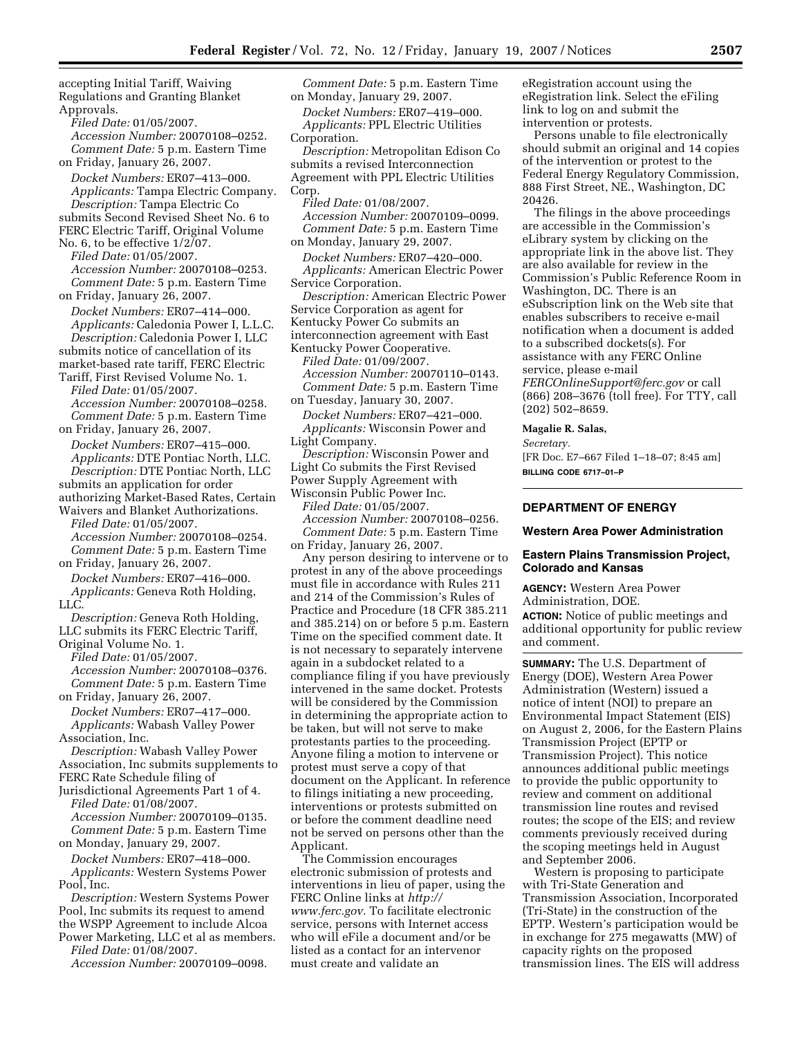accepting Initial Tariff, Waiving Regulations and Granting Blanket Approvals.

*Filed Date:* 01/05/2007.

*Accession Number:* 20070108–0252.

*Comment Date:* 5 p.m. Eastern Time on Friday, January 26, 2007.

*Docket Numbers:* ER07–413–000.

*Applicants:* Tampa Electric Company.

*Description:* Tampa Electric Co submits Second Revised Sheet No. 6 to FERC Electric Tariff, Original Volume No. 6, to be effective 1/2/07.

*Filed Date:* 01/05/2007.

*Accession Number:* 20070108–0253.

*Comment Date:* 5 p.m. Eastern Time on Friday, January 26, 2007.

*Docket Numbers:* ER07–414–000.

*Applicants:* Caledonia Power I, L.L.C.

*Description:* Caledonia Power I, LLC submits notice of cancellation of its market-based rate tariff, FERC Electric Tariff, First Revised Volume No. 1.

*Filed Date:* 01/05/2007.

*Accession Number:* 20070108–0258.

*Comment Date:* 5 p.m. Eastern Time on Friday, January 26, 2007.

*Docket Numbers:* ER07–415–000.

*Applicants:* DTE Pontiac North, LLC.

*Description:* DTE Pontiac North, LLC submits an application for order authorizing Market-Based Rates, Certain Waivers and Blanket Authorizations.

*Filed Date:* 01/05/2007.

*Accession Number:* 20070108–0254.

*Comment Date:* 5 p.m. Eastern Time on Friday, January 26, 2007.

*Docket Numbers:* ER07–416–000.

*Applicants:* Geneva Roth Holding, LLC.

*Description:* Geneva Roth Holding, LLC submits its FERC Electric Tariff, Original Volume No. 1.

*Filed Date:* 01/05/2007.

*Accession Number:* 20070108–0376.

*Comment Date:* 5 p.m. Eastern Time on Friday, January 26, 2007.

*Docket Numbers:* ER07–417–000.

*Applicants:* Wabash Valley Power Association, Inc.

*Description:* Wabash Valley Power Association, Inc submits supplements to FERC Rate Schedule filing of Jurisdictional Agreements Part 1 of 4.

*Filed Date:* 01/08/2007.

*Accession Number:* 20070109–0135.

*Comment Date:* 5 p.m. Eastern Time on Monday, January 29, 2007.

*Docket Numbers:* ER07–418–000.

*Applicants:* Western Systems Power Pool, Inc.

*Description:* Western Systems Power Pool, Inc submits its request to amend the WSPP Agreement to include Alcoa Power Marketing, LLC et al as members.

*Filed Date:* 01/08/2007.

*Accession Number:* 20070109–0098.

*Comment Date:* 5 p.m. Eastern Time on Monday, January 29, 2007.

*Docket Numbers:* ER07–419–000.

*Applicants:* PPL Electric Utilities Corporation.

*Description:* Metropolitan Edison Co submits a revised Interconnection Agreement with PPL Electric Utilities Corp.

*Filed Date:* 01/08/2007.

*Accession Number:* 20070109–0099.

*Comment Date:* 5 p.m. Eastern Time on Monday, January 29, 2007.

*Docket Numbers:* ER07–420–000.

*Applicants:* American Electric Power Service Corporation.

*Description:* American Electric Power Service Corporation as agent for Kentucky Power Co submits an interconnection agreement with East Kentucky Power Cooperative.

*Filed Date:* 01/09/2007.

*Accession Number:* 20070110–0143.

*Comment Date:* 5 p.m. Eastern Time on Tuesday, January 30, 2007.

*Docket Numbers:* ER07–421–000.

*Applicants:* Wisconsin Power and Light Company.

*Description:* Wisconsin Power and Light Co submits the First Revised Power Supply Agreement with Wisconsin Public Power Inc.

*Filed Date:* 01/05/2007.

*Accession Number:* 20070108–0256.

*Comment Date:* 5 p.m. Eastern Time on Friday, January 26, 2007.

Any person desiring to intervene or to protest in any of the above proceedings must file in accordance with Rules 211 and 214 of the Commission's Rules of Practice and Procedure (18 CFR 385.211 and 385.214) on or before 5 p.m. Eastern Time on the specified comment date. It is not necessary to separately intervene again in a subdocket related to a compliance filing if you have previously intervened in the same docket. Protests will be considered by the Commission in determining the appropriate action to be taken, but will not serve to make protestants parties to the proceeding. Anyone filing a motion to intervene or protest must serve a copy of that document on the Applicant. In reference to filings initiating a new proceeding, interventions or protests submitted on or before the comment deadline need not be served on persons other than the Applicant.

The Commission encourages electronic submission of protests and interventions in lieu of paper, using the FERC Online links at *http://www.ferc.gov*. To facilitate electronic service, persons with Internet access who will eFile a document and/or be listed as a contact for an intervenor must create and validate an eRegistration account using the eRegistration link. Select the eFiling link to log on and submit the intervention or protests.

Persons unable to file electronically should submit an original and 14 copies of the intervention or protest to the Federal Energy Regulatory Commission, 888 First Street, NE., Washington, DC 20426.

The filings in the above proceedings are accessible in the Commission's eLibrary system by clicking on the appropriate link in the above list. They are also available for review in the Commission's Public Reference Room in Washington, DC. There is an eSubscription link on the Web site that enables subscribers to receive e-mail notification when a document is added to a subscribed dockets(s). For assistance with any FERC Online service, please e-mail *FERCOnlineSupport@ferc.gov* or call (866) 208–3676 (toll free). For TTY, call (202) 502–8659.

**Magalie R. Salas,**

*Secretary.*

[FR Doc. E7–667 Filed 1–18–07; 8:45 am]

**BILLING CODE 6717–01–P**

## DEPARTMENT OF ENERGY

### Western Area Power Administration

### Eastern Plains Transmission Project, Colorado and Kansas

**AGENCY:** Western Area Power Administration, DOE.

**ACTION:** Notice of public meetings and additional opportunity for public review and comment.

**SUMMARY:** The U.S. Department of Energy (DOE), Western Area Power Administration (Western) issued a notice of intent (NOI) to prepare an Environmental Impact Statement (EIS) on August 2, 2006, for the Eastern Plains Transmission Project (EPTP or Transmission Project). This notice announces additional public meetings to provide the public opportunity to review and comment on additional transmission line routes and revised routes; the scope of the EIS; and review comments previously received during the scoping meetings held in August and September 2006.

Western is proposing to participate with Tri-State Generation and Transmission Association, Incorporated (Tri-State) in the construction of the EPTP. Western's participation would be in exchange for 275 megawatts (MW) of capacity rights on the proposed transmission lines. The EIS will address